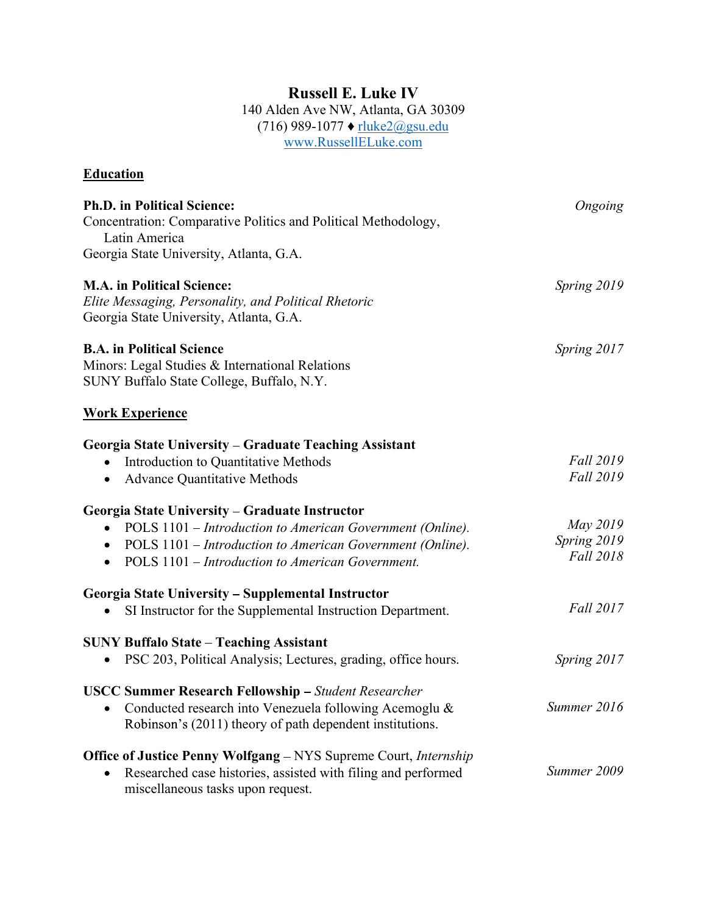# Russell E. Luke IV

140 Alden Ave NW, Atlanta, GA 30309
(716) 989-1077 ♦ rluke2@gsu.edu
www.RussellELuke.com

## Education

**Ph.D. in Political Science:** *Ongoing*
Concentration: Comparative Politics and Political Methodology, Latin America
Georgia State University, Atlanta, G.A.

**M.A. in Political Science:** *Spring 2019*
*Elite Messaging, Personality, and Political Rhetoric*
Georgia State University, Atlanta, G.A.

**B.A. in Political Science** *Spring 2017*
Minors: Legal Studies & International Relations
SUNY Buffalo State College, Buffalo, N.Y.

## Work Experience

**Georgia State University – Graduate Teaching Assistant**

- Introduction to Quantitative Methods *Fall 2019*
- Advance Quantitative Methods *Fall 2019*

**Georgia State University – Graduate Instructor**

- POLS 1101 – *Introduction to American Government (Online).* *May 2019*
- POLS 1101 – *Introduction to American Government (Online).* *Spring 2019*
- POLS 1101 – *Introduction to American Government.* *Fall 2018*

**Georgia State University – Supplemental Instructor**

- SI Instructor for the Supplemental Instruction Department. *Fall 2017*

**SUNY Buffalo State – Teaching Assistant**

- PSC 203, Political Analysis; Lectures, grading, office hours. *Spring 2017*

**USCC Summer Research Fellowship –** *Student Researcher*

- Conducted research into Venezuela following Acemoglu & Robinson's (2011) theory of path dependent institutions. *Summer 2016*

**Office of Justice Penny Wolfgang** – NYS Supreme Court, *Internship*

- Researched case histories, assisted with filing and performed miscellaneous tasks upon request. *Summer 2009*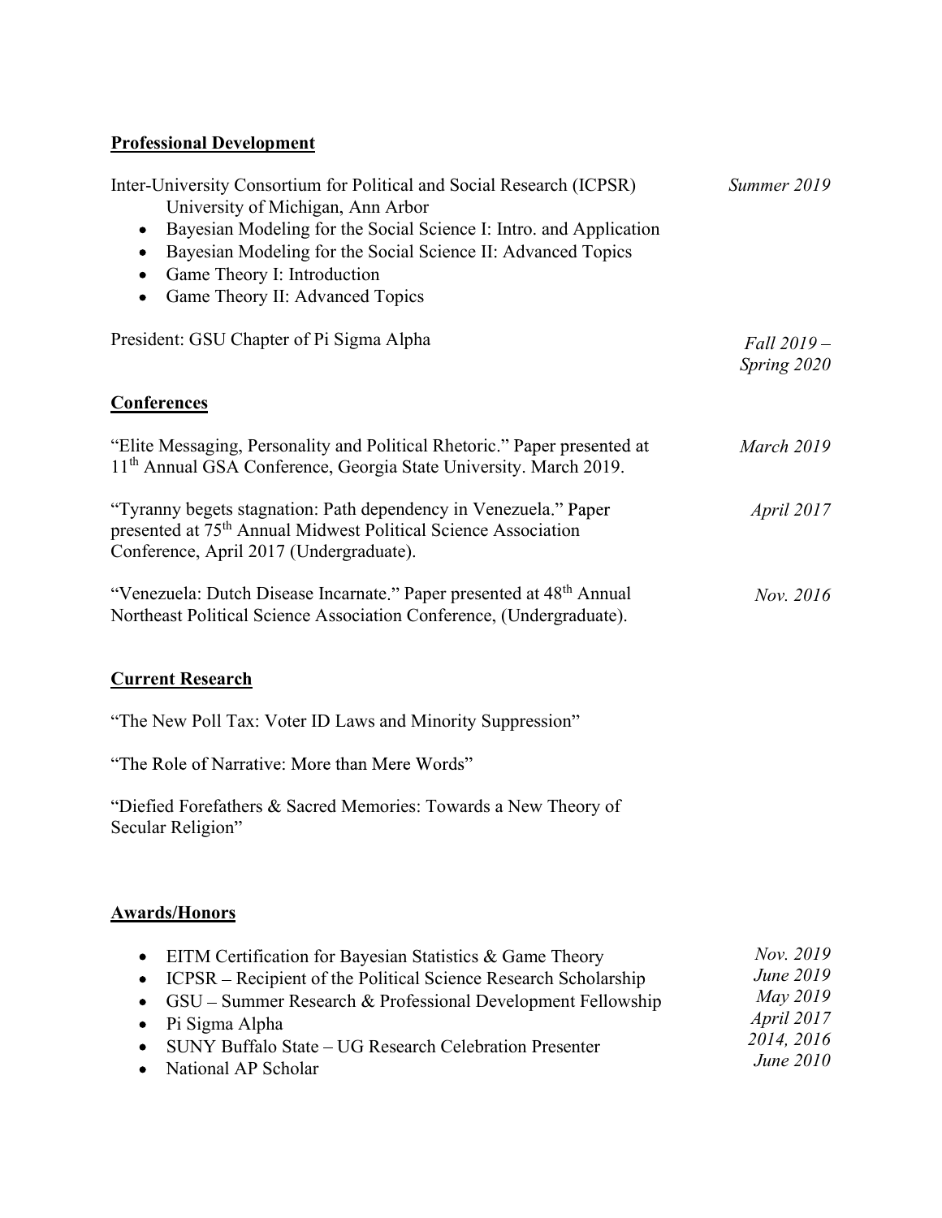## Professional Development

Inter-University Consortium for Political and Social Research (ICPSR) *Summer 2019*
University of Michigan, Ann Arbor

- Bayesian Modeling for the Social Science I: Intro. and Application
- Bayesian Modeling for the Social Science II: Advanced Topics
- Game Theory I: Introduction
- Game Theory II: Advanced Topics

President: GSU Chapter of Pi Sigma Alpha *Fall 2019 – Spring 2020*

## Conferences

"Elite Messaging, Personality and Political Rhetoric." Paper presented at 11th Annual GSA Conference, Georgia State University. March 2019. *March 2019*

"Tyranny begets stagnation: Path dependency in Venezuela." Paper presented at 75th Annual Midwest Political Science Association Conference, April 2017 (Undergraduate). *April 2017*

"Venezuela: Dutch Disease Incarnate." Paper presented at 48th Annual Northeast Political Science Association Conference, (Undergraduate). *Nov. 2016*

## Current Research

"The New Poll Tax: Voter ID Laws and Minority Suppression"

"The Role of Narrative: More than Mere Words"

"Diefied Forefathers & Sacred Memories: Towards a New Theory of Secular Religion"

## Awards/Honors

- EITM Certification for Bayesian Statistics & Game Theory *Nov. 2019*
- ICPSR – Recipient of the Political Science Research Scholarship *June 2019*
- GSU – Summer Research & Professional Development Fellowship *May 2019*
- Pi Sigma Alpha *April 2017*
- SUNY Buffalo State – UG Research Celebration Presenter *2014, 2016*
- National AP Scholar *June 2010*